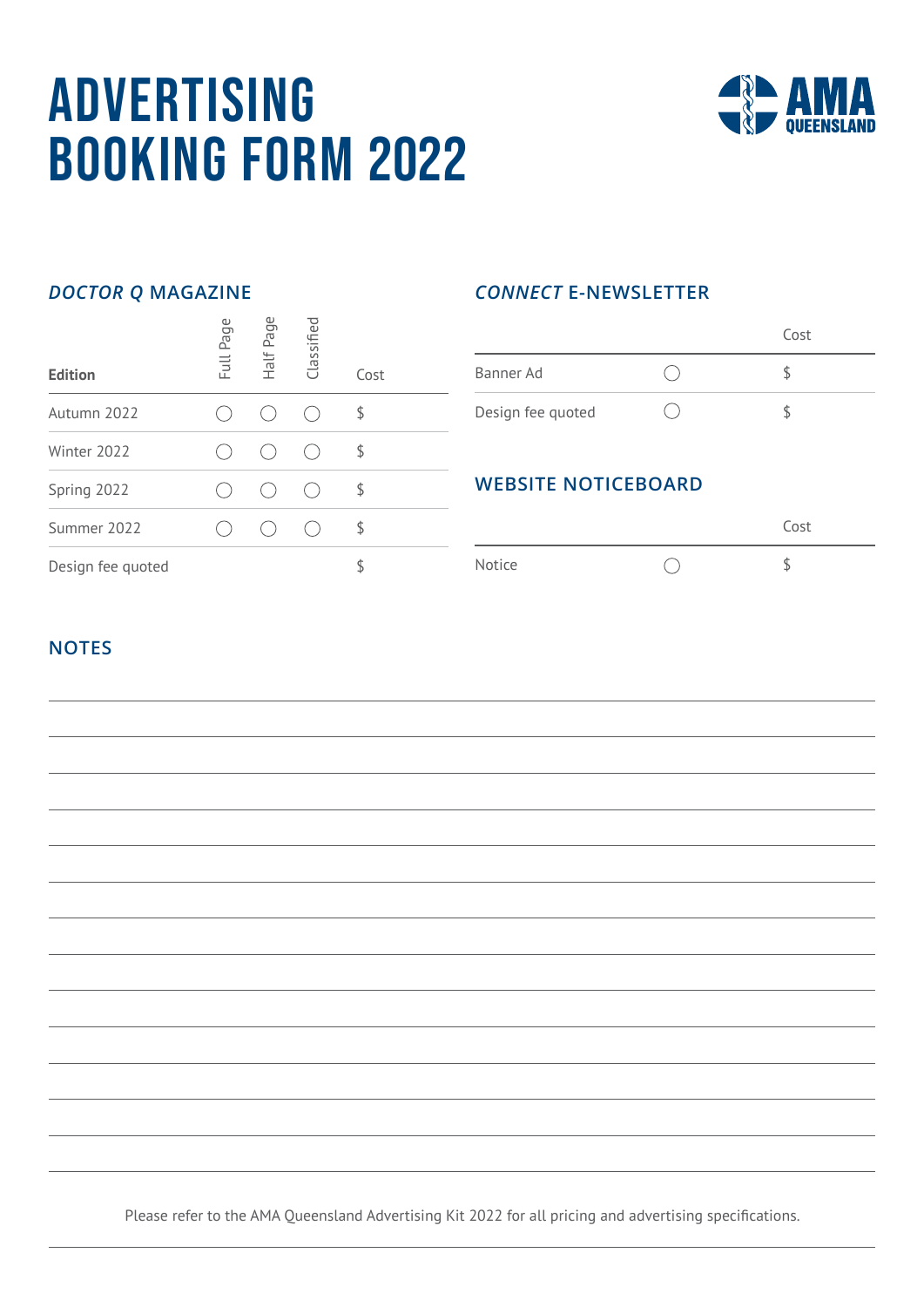# ADVERTISING BOOKING FORM 2022

AMA QUEENSLAND

## *DOCTOR Q* MAGAZINE

| Edition | Full Page | Half Page | Classified | Cost |
|---|---|---|---|---|
| Autumn 2022 | ◯ | ◯ | ◯ | $ |
| Winter 2022 | ◯ | ◯ | ◯ | $ |
| Spring 2022 | ◯ | ◯ | ◯ | $ |
| Summer 2022 | ◯ | ◯ | ◯ | $ |
| Design fee quoted | | | | $ |

## *CONNECT* E-NEWSLETTER

| | | Cost |
|---|---|---|
| Banner Ad | ◯ | $ |
| Design fee quoted | ◯ | $ |

## WEBSITE NOTICEBOARD

| | | Cost |
|---|---|---|
| Notice | ◯ | $ |

## NOTES

Please refer to the AMA Queensland Advertising Kit 2022 for all pricing and advertising specifications.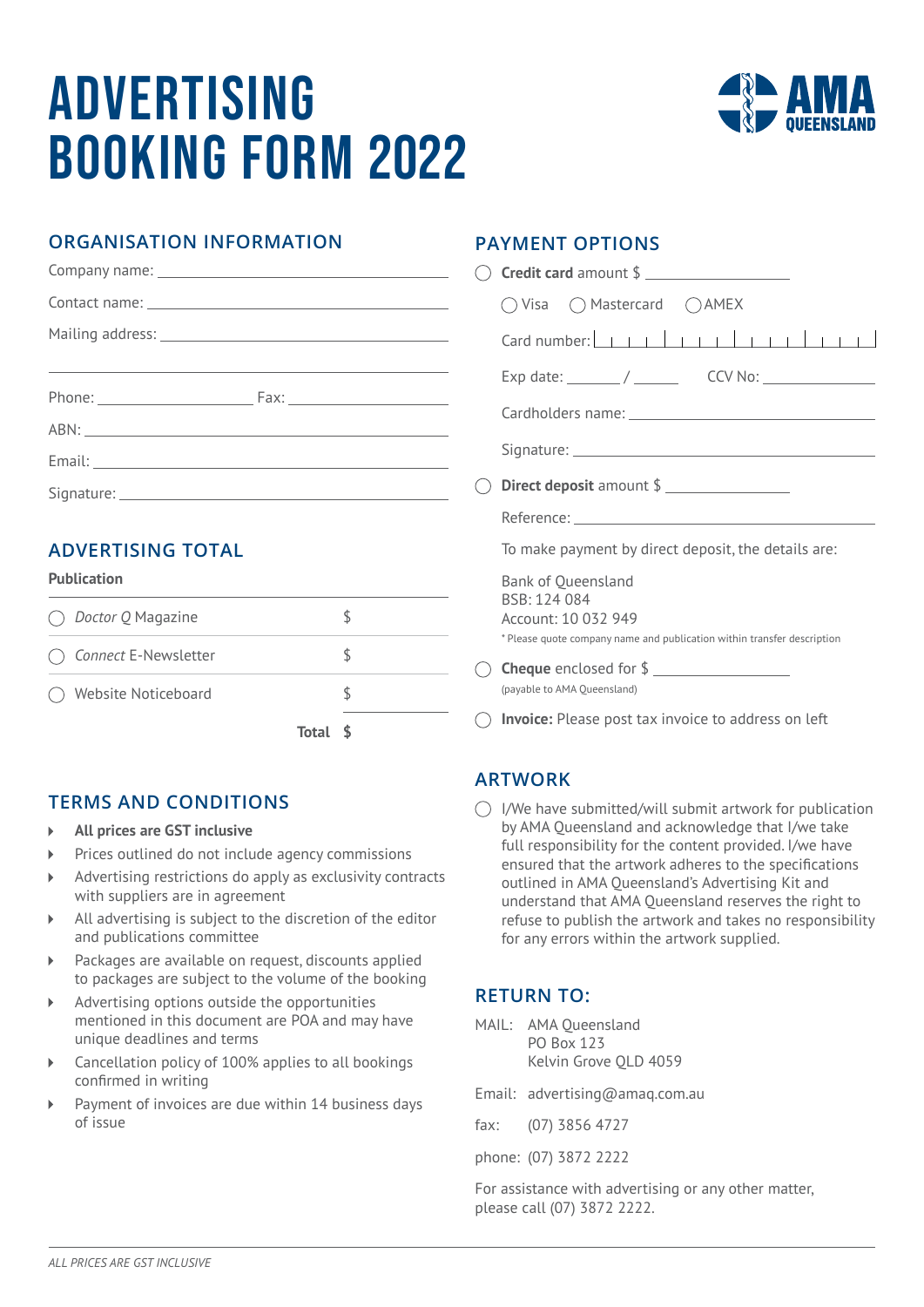# ADVERTISING BOOKING FORM 2022

AMA QUEENSLAND

## ORGANISATION INFORMATION

Company name: ______________________

Contact name: ______________________

Mailing address: ______________________

______________________

Phone: ______________ Fax: ______________

ABN: ______________________

Email: ______________________

Signature: ______________________

## ADVERTISING TOTAL

| Publication | |
|---|---|
| ◯ *Doctor Q* Magazine | $ |
| ◯ *Connect* E-Newsletter | $ |
| ◯ Website Noticeboard | $ |
| **Total** | $ |

## TERMS AND CONDITIONS

- **All prices are GST inclusive**
- Prices outlined do not include agency commissions
- Advertising restrictions do apply as exclusivity contracts with suppliers are in agreement
- All advertising is subject to the discretion of the editor and publications committee
- Packages are available on request, discounts applied to packages are subject to the volume of the booking
- Advertising options outside the opportunities mentioned in this document are POA and may have unique deadlines and terms
- Cancellation policy of 100% applies to all bookings confirmed in writing
- Payment of invoices are due within 14 business days of issue

## PAYMENT OPTIONS

◯ **Credit card** amount $ ______________

◯ Visa ◯ Mastercard ◯ AMEX

Card number: ______________________

Exp date: ______ / ______ CCV No: ______________

Cardholders name: ______________________

Signature: ______________________

◯ **Direct deposit** amount $ ______________

Reference: ______________________

To make payment by direct deposit, the details are:

Bank of Queensland
BSB: 124 084
Account: 10 032 949

* Please quote company name and publication within transfer description

◯ **Cheque** enclosed for $ ______________
(payable to AMA Queensland)

◯ **Invoice:** Please post tax invoice to address on left

## ARTWORK

◯ I/We have submitted/will submit artwork for publication by AMA Queensland and acknowledge that I/we take full responsibility for the content provided. I/we have ensured that the artwork adheres to the specifications outlined in AMA Queensland's Advertising Kit and understand that AMA Queensland reserves the right to refuse to publish the artwork and takes no responsibility for any errors within the artwork supplied.

## RETURN TO:

MAIL: AMA Queensland
PO Box 123
Kelvin Grove QLD 4059

Email: advertising@amaq.com.au

fax: (07) 3856 4727

phone: (07) 3872 2222

For assistance with advertising or any other matter, please call (07) 3872 2222.

*ALL PRICES ARE GST INCLUSIVE*